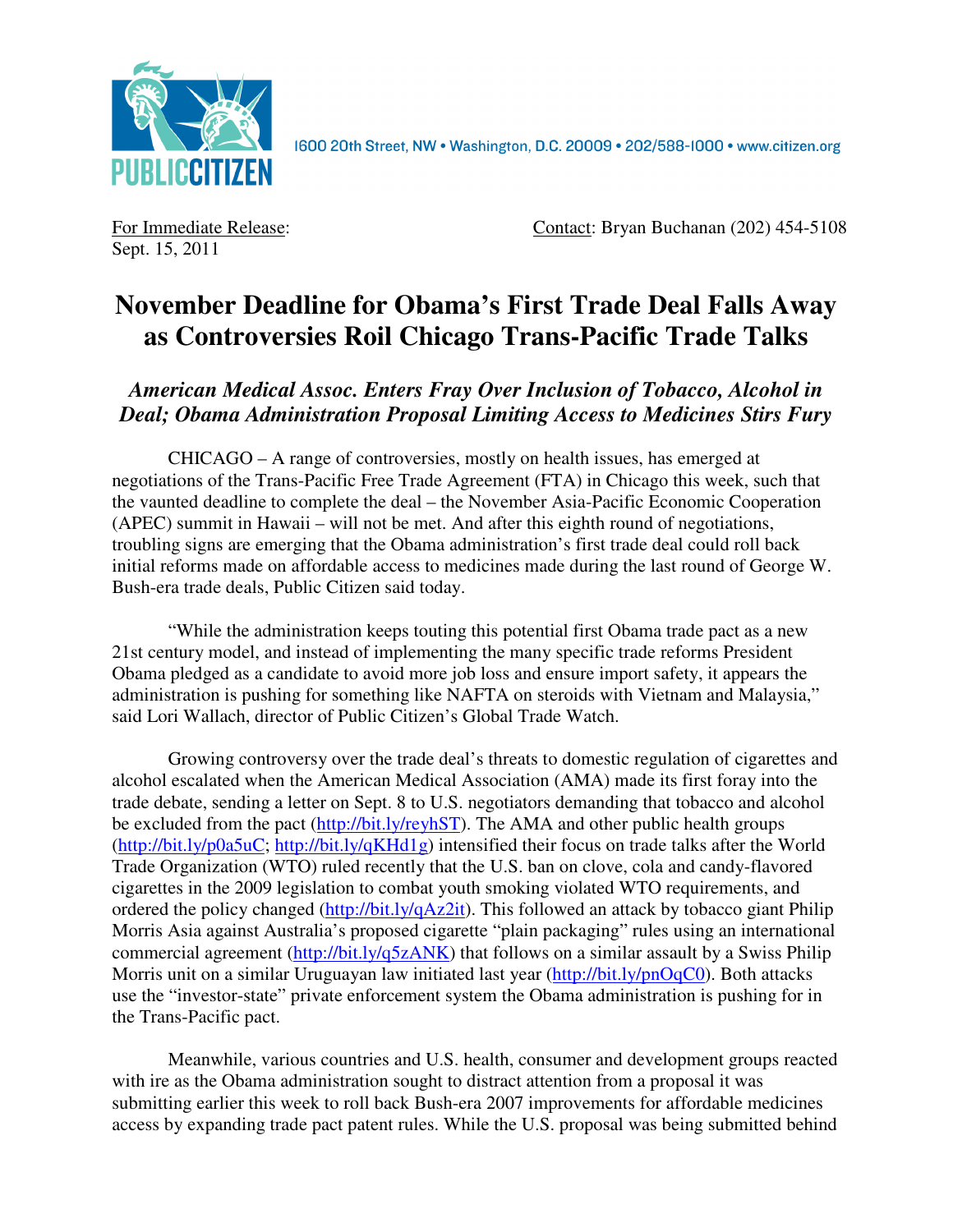PUBLIC CITIZEN

1600 20th Street, NW • Washington, D.C. 20009 • 202/588-1000 • www.citizen.org

For Immediate Release:
Sept. 15, 2011

Contact: Bryan Buchanan (202) 454-5108

# November Deadline for Obama's First Trade Deal Falls Away as Controversies Roil Chicago Trans-Pacific Trade Talks

## *American Medical Assoc. Enters Fray Over Inclusion of Tobacco, Alcohol in Deal; Obama Administration Proposal Limiting Access to Medicines Stirs Fury*

CHICAGO – A range of controversies, mostly on health issues, has emerged at negotiations of the Trans-Pacific Free Trade Agreement (FTA) in Chicago this week, such that the vaunted deadline to complete the deal – the November Asia-Pacific Economic Cooperation (APEC) summit in Hawaii – will not be met. And after this eighth round of negotiations, troubling signs are emerging that the Obama administration's first trade deal could roll back initial reforms made on affordable access to medicines made during the last round of George W. Bush-era trade deals, Public Citizen said today.

"While the administration keeps touting this potential first Obama trade pact as a new 21st century model, and instead of implementing the many specific trade reforms President Obama pledged as a candidate to avoid more job loss and ensure import safety, it appears the administration is pushing for something like NAFTA on steroids with Vietnam and Malaysia," said Lori Wallach, director of Public Citizen's Global Trade Watch.

Growing controversy over the trade deal's threats to domestic regulation of cigarettes and alcohol escalated when the American Medical Association (AMA) made its first foray into the trade debate, sending a letter on Sept. 8 to U.S. negotiators demanding that tobacco and alcohol be excluded from the pact (http://bit.ly/reyhST). The AMA and other public health groups (http://bit.ly/p0a5uC; http://bit.ly/qKHd1g) intensified their focus on trade talks after the World Trade Organization (WTO) ruled recently that the U.S. ban on clove, cola and candy-flavored cigarettes in the 2009 legislation to combat youth smoking violated WTO requirements, and ordered the policy changed (http://bit.ly/qAz2it). This followed an attack by tobacco giant Philip Morris Asia against Australia's proposed cigarette "plain packaging" rules using an international commercial agreement (http://bit.ly/q5zANK) that follows on a similar assault by a Swiss Philip Morris unit on a similar Uruguayan law initiated last year (http://bit.ly/pnOqC0). Both attacks use the "investor-state" private enforcement system the Obama administration is pushing for in the Trans-Pacific pact.

Meanwhile, various countries and U.S. health, consumer and development groups reacted with ire as the Obama administration sought to distract attention from a proposal it was submitting earlier this week to roll back Bush-era 2007 improvements for affordable medicines access by expanding trade pact patent rules. While the U.S. proposal was being submitted behind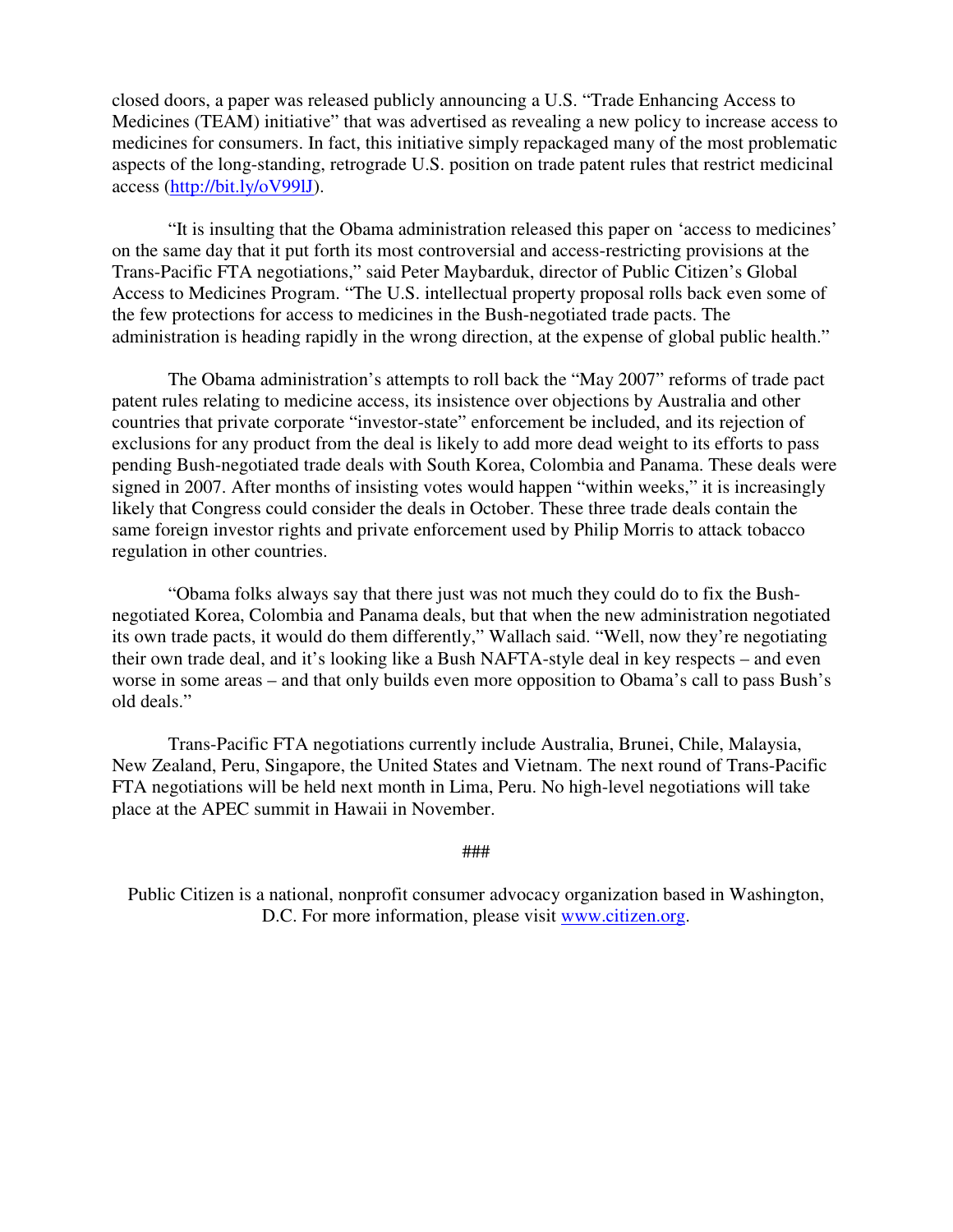closed doors, a paper was released publicly announcing a U.S. "Trade Enhancing Access to Medicines (TEAM) initiative" that was advertised as revealing a new policy to increase access to medicines for consumers. In fact, this initiative simply repackaged many of the most problematic aspects of the long-standing, retrograde U.S. position on trade patent rules that restrict medicinal access (http://bit.ly/oV99lJ).

"It is insulting that the Obama administration released this paper on 'access to medicines' on the same day that it put forth its most controversial and access-restricting provisions at the Trans-Pacific FTA negotiations," said Peter Maybarduk, director of Public Citizen's Global Access to Medicines Program. "The U.S. intellectual property proposal rolls back even some of the few protections for access to medicines in the Bush-negotiated trade pacts. The administration is heading rapidly in the wrong direction, at the expense of global public health."

The Obama administration's attempts to roll back the "May 2007" reforms of trade pact patent rules relating to medicine access, its insistence over objections by Australia and other countries that private corporate "investor-state" enforcement be included, and its rejection of exclusions for any product from the deal is likely to add more dead weight to its efforts to pass pending Bush-negotiated trade deals with South Korea, Colombia and Panama. These deals were signed in 2007. After months of insisting votes would happen "within weeks," it is increasingly likely that Congress could consider the deals in October. These three trade deals contain the same foreign investor rights and private enforcement used by Philip Morris to attack tobacco regulation in other countries.

"Obama folks always say that there just was not much they could do to fix the Bush-negotiated Korea, Colombia and Panama deals, but that when the new administration negotiated its own trade pacts, it would do them differently," Wallach said. "Well, now they're negotiating their own trade deal, and it's looking like a Bush NAFTA-style deal in key respects – and even worse in some areas – and that only builds even more opposition to Obama's call to pass Bush's old deals."

Trans-Pacific FTA negotiations currently include Australia, Brunei, Chile, Malaysia, New Zealand, Peru, Singapore, the United States and Vietnam. The next round of Trans-Pacific FTA negotiations will be held next month in Lima, Peru. No high-level negotiations will take place at the APEC summit in Hawaii in November.

###

Public Citizen is a national, nonprofit consumer advocacy organization based in Washington, D.C. For more information, please visit www.citizen.org.